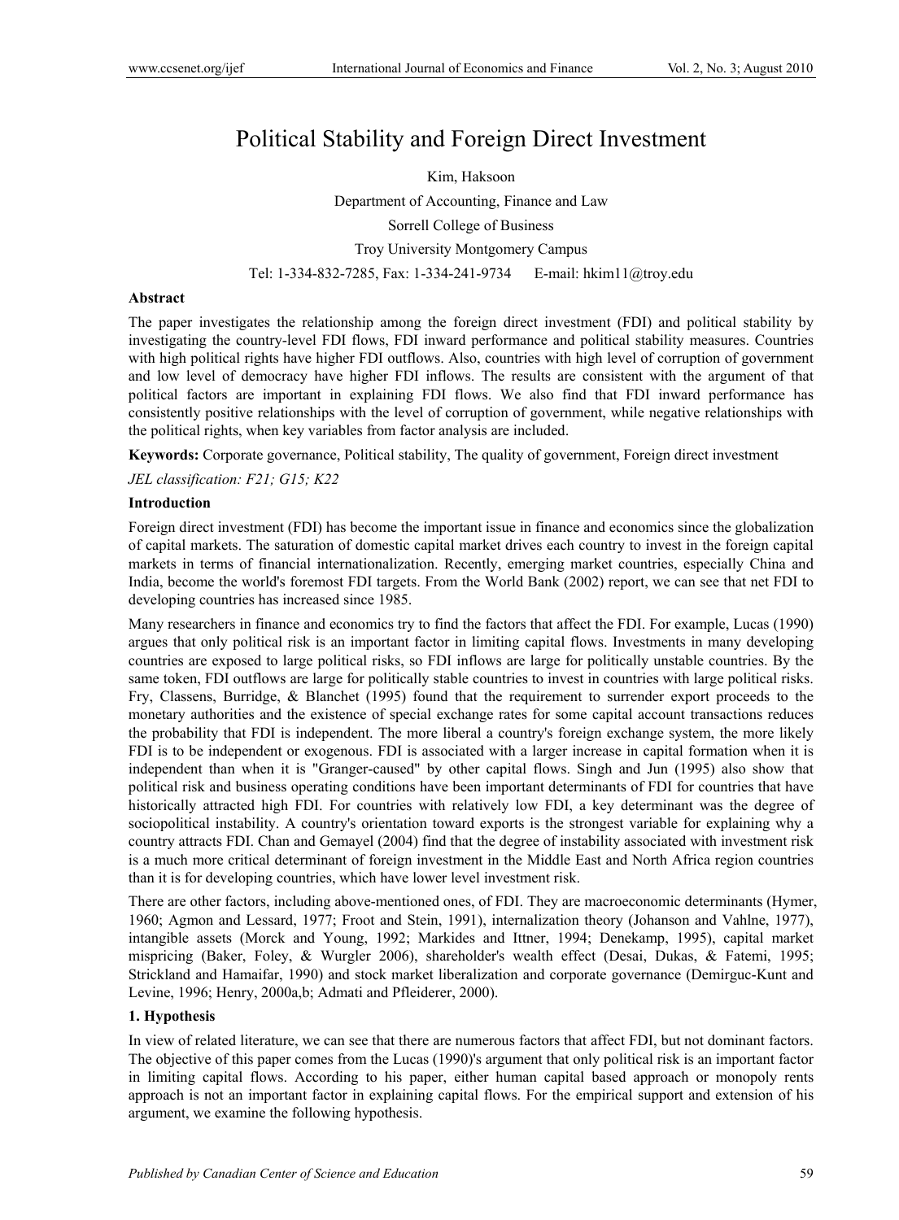# Political Stability and Foreign Direct Investment

Kim, Haksoon

Department of Accounting, Finance and Law

Sorrell College of Business

Troy University Montgomery Campus

Tel: 1-334-832-7285, Fax: 1-334-241-9734 E-mail: hkim11@troy.edu

## Abstract

The paper investigates the relationship among the foreign direct investment (FDI) and political stability by investigating the country-level FDI flows, FDI inward performance and political stability measures. Countries with high political rights have higher FDI outflows. Also, countries with high level of corruption of government and low level of democracy have higher FDI inflows. The results are consistent with the argument of that political factors are important in explaining FDI flows. We also find that FDI inward performance has consistently positive relationships with the level of corruption of government, while negative relationships with the political rights, when key variables from factor analysis are included.

**Keywords:** Corporate governance, Political stability, The quality of government, Foreign direct investment

*JEL classification: F21; G15; K22*

## Introduction

Foreign direct investment (FDI) has become the important issue in finance and economics since the globalization of capital markets. The saturation of domestic capital market drives each country to invest in the foreign capital markets in terms of financial internationalization. Recently, emerging market countries, especially China and India, become the world's foremost FDI targets. From the World Bank (2002) report, we can see that net FDI to developing countries has increased since 1985.

Many researchers in finance and economics try to find the factors that affect the FDI. For example, Lucas (1990) argues that only political risk is an important factor in limiting capital flows. Investments in many developing countries are exposed to large political risks, so FDI inflows are large for politically unstable countries. By the same token, FDI outflows are large for politically stable countries to invest in countries with large political risks. Fry, Classens, Burridge, & Blanchet (1995) found that the requirement to surrender export proceeds to the monetary authorities and the existence of special exchange rates for some capital account transactions reduces the probability that FDI is independent. The more liberal a country's foreign exchange system, the more likely FDI is to be independent or exogenous. FDI is associated with a larger increase in capital formation when it is independent than when it is "Granger-caused" by other capital flows. Singh and Jun (1995) also show that political risk and business operating conditions have been important determinants of FDI for countries that have historically attracted high FDI. For countries with relatively low FDI, a key determinant was the degree of sociopolitical instability. A country's orientation toward exports is the strongest variable for explaining why a country attracts FDI. Chan and Gemayel (2004) find that the degree of instability associated with investment risk is a much more critical determinant of foreign investment in the Middle East and North Africa region countries than it is for developing countries, which have lower level investment risk.

There are other factors, including above-mentioned ones, of FDI. They are macroeconomic determinants (Hymer, 1960; Agmon and Lessard, 1977; Froot and Stein, 1991), internalization theory (Johanson and Vahlne, 1977), intangible assets (Morck and Young, 1992; Markides and Ittner, 1994; Denekamp, 1995), capital market mispricing (Baker, Foley, & Wurgler 2006), shareholder's wealth effect (Desai, Dukas, & Fatemi, 1995; Strickland and Hamaifar, 1990) and stock market liberalization and corporate governance (Demirguc-Kunt and Levine, 1996; Henry, 2000a,b; Admati and Pfleiderer, 2000).

## 1. Hypothesis

In view of related literature, we can see that there are numerous factors that affect FDI, but not dominant factors. The objective of this paper comes from the Lucas (1990)'s argument that only political risk is an important factor in limiting capital flows. According to his paper, either human capital based approach or monopoly rents approach is not an important factor in explaining capital flows. For the empirical support and extension of his argument, we examine the following hypothesis.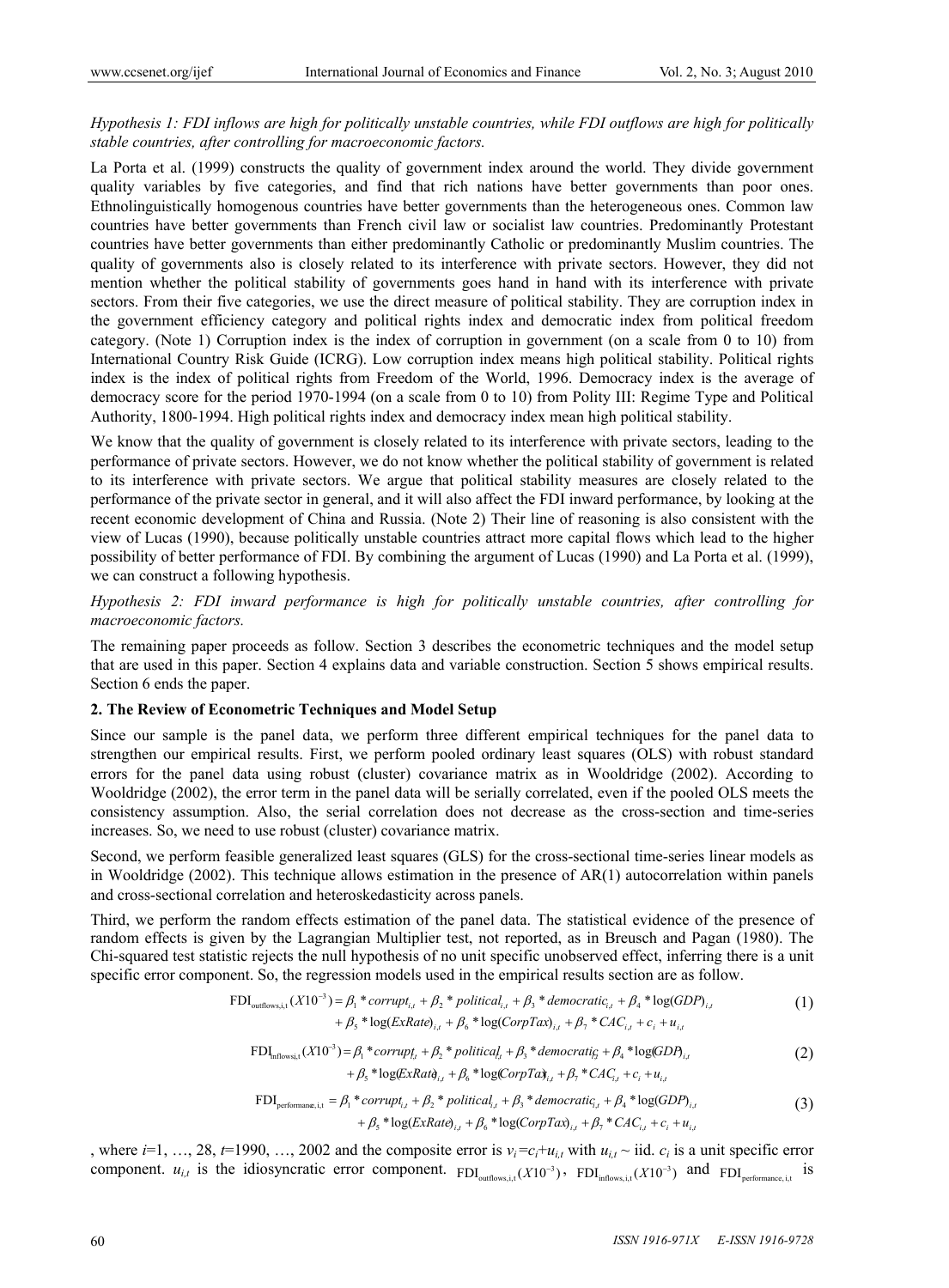*Hypothesis 1: FDI inflows are high for politically unstable countries, while FDI outflows are high for politically stable countries, after controlling for macroeconomic factors.*

La Porta et al. (1999) constructs the quality of government index around the world. They divide government quality variables by five categories, and find that rich nations have better governments than poor ones. Ethnolinguistically homogenous countries have better governments than the heterogeneous ones. Common law countries have better governments than French civil law or socialist law countries. Predominantly Protestant countries have better governments than either predominantly Catholic or predominantly Muslim countries. The quality of governments also is closely related to its interference with private sectors. However, they did not mention whether the political stability of governments goes hand in hand with its interference with private sectors. From their five categories, we use the direct measure of political stability. They are corruption index in the government efficiency category and political rights index and democratic index from political freedom category. (Note 1) Corruption index is the index of corruption in government (on a scale from 0 to 10) from International Country Risk Guide (ICRG). Low corruption index means high political stability. Political rights index is the index of political rights from Freedom of the World, 1996. Democracy index is the average of democracy score for the period 1970-1994 (on a scale from 0 to 10) from Polity III: Regime Type and Political Authority, 1800-1994. High political rights index and democracy index mean high political stability.

We know that the quality of government is closely related to its interference with private sectors, leading to the performance of private sectors. However, we do not know whether the political stability of government is related to its interference with private sectors. We argue that political stability measures are closely related to the performance of the private sector in general, and it will also affect the FDI inward performance, by looking at the recent economic development of China and Russia. (Note 2) Their line of reasoning is also consistent with the view of Lucas (1990), because politically unstable countries attract more capital flows which lead to the higher possibility of better performance of FDI. By combining the argument of Lucas (1990) and La Porta et al. (1999), we can construct a following hypothesis.

*Hypothesis 2: FDI inward performance is high for politically unstable countries, after controlling for macroeconomic factors.*

The remaining paper proceeds as follow. Section 3 describes the econometric techniques and the model setup that are used in this paper. Section 4 explains data and variable construction. Section 5 shows empirical results. Section 6 ends the paper.

## 2. The Review of Econometric Techniques and Model Setup

Since our sample is the panel data, we perform three different empirical techniques for the panel data to strengthen our empirical results. First, we perform pooled ordinary least squares (OLS) with robust standard errors for the panel data using robust (cluster) covariance matrix as in Wooldridge (2002). According to Wooldridge (2002), the error term in the panel data will be serially correlated, even if the pooled OLS meets the consistency assumption. Also, the serial correlation does not decrease as the cross-section and time-series increases. So, we need to use robust (cluster) covariance matrix.

Second, we perform feasible generalized least squares (GLS) for the cross-sectional time-series linear models as in Wooldridge (2002). This technique allows estimation in the presence of AR(1) autocorrelation within panels and cross-sectional correlation and heteroskedasticity across panels.

Third, we perform the random effects estimation of the panel data. The statistical evidence of the presence of random effects is given by the Lagrangian Multiplier test, not reported, as in Breusch and Pagan (1980). The Chi-squared test statistic rejects the null hypothesis of no unit specific unobserved effect, inferring there is a unit specific error component. So, the regression models used in the empirical results section are as follow.

$$\begin{aligned} FDI_{outflows,i,t}(X10^{-3}) = {} & \beta_1 * corrupt_{i,t} + \beta_2 * political_{i,t} + \beta_3 * democratic_{i,t} + \beta_4 * \log(GDP)_{i,t} \\ & + \beta_5 * \log(ExRate)_{i,t} + \beta_6 * \log(CorpTax)_{i,t} + \beta_7 * CAC_{i,t} + c_i + u_{i,t} \end{aligned} \tag{1}$$

$$\begin{aligned} FDI_{inflows,i,t}(X10^{-3}) = {} & \beta_1 * corrupt_{i,t} + \beta_2 * political_{i,t} + \beta_3 * democratic_{i,t} + \beta_4 * \log(GDP)_{i,t} \\ & + \beta_5 * \log(ExRate)_{i,t} + \beta_6 * \log(CorpTax)_{i,t} + \beta_7 * CAC_{i,t} + c_i + u_{i,t} \end{aligned} \tag{2}$$

$$\begin{aligned} FDI_{performance,i,t} = {} & \beta_1 * corrupt_{i,t} + \beta_2 * political_{i,t} + \beta_3 * democratic_{i,t} + \beta_4 * \log(GDP)_{i,t} \\ & + \beta_5 * \log(ExRate)_{i,t} + \beta_6 * \log(CorpTax)_{i,t} + \beta_7 * CAC_{i,t} + c_i + u_{i,t} \end{aligned} \tag{3}$$

, where $i$=1, …, 28, $t$=1990, …, 2002 and the composite error is $v_i = c_i + u_{i,t}$ with $u_{i,t}$ ~ iid. $c_i$ is a unit specific error component. $u_{i,t}$ is the idiosyncratic error component. $FDI_{outflows,i,t}(X10^{-3})$, $FDI_{inflows,i,t}(X10^{-3})$ and $FDI_{performance,i,t}$ is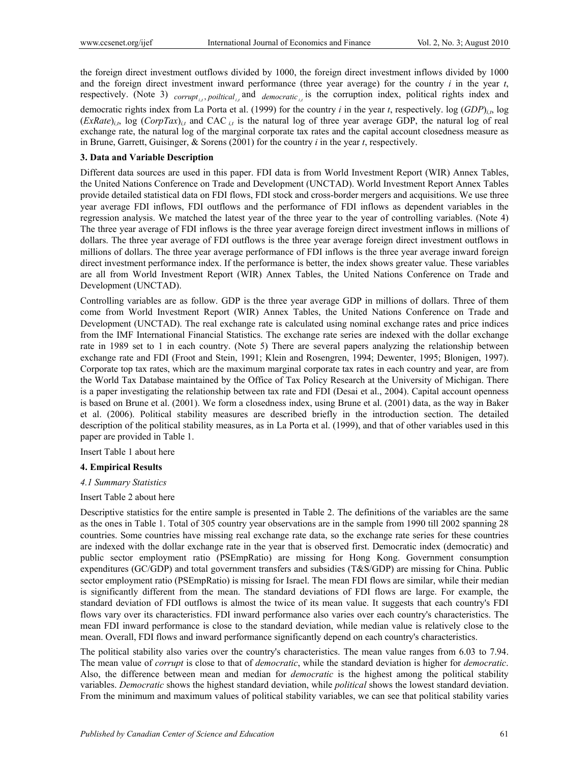the foreign direct investment outflows divided by 1000, the foreign direct investment inflows divided by 1000 and the foreign direct investment inward performance (three year average) for the country *i* in the year *t*, respectively. (Note 3) $corrupt_{i,t}$, $poiltical_{i,t}$ and $democratic_{i,t}$ is the corruption index, political rights index and democratic rights index from La Porta et al. (1999) for the country *i* in the year *t*, respectively. $\log(GDP)_{i,t}$, $\log(ExRate)_{i,t}$, $\log(CorpTax)_{i,t}$ and $CAC_{i,t}$ is the natural log of three year average GDP, the natural log of real exchange rate, the natural log of the marginal corporate tax rates and the capital account closedness measure as in Brune, Garrett, Guisinger, & Sorens (2001) for the country *i* in the year *t*, respectively.

## 3. Data and Variable Description

Different data sources are used in this paper. FDI data is from World Investment Report (WIR) Annex Tables, the United Nations Conference on Trade and Development (UNCTAD). World Investment Report Annex Tables provide detailed statistical data on FDI flows, FDI stock and cross-border mergers and acquisitions. We use three year average FDI inflows, FDI outflows and the performance of FDI inflows as dependent variables in the regression analysis. We matched the latest year of the three year to the year of controlling variables. (Note 4) The three year average of FDI inflows is the three year average foreign direct investment inflows in millions of dollars. The three year average of FDI outflows is the three year average foreign direct investment outflows in millions of dollars. The three year average performance of FDI inflows is the three year average inward foreign direct investment performance index. If the performance is better, the index shows greater value. These variables are all from World Investment Report (WIR) Annex Tables, the United Nations Conference on Trade and Development (UNCTAD).

Controlling variables are as follow. GDP is the three year average GDP in millions of dollars. Three of them come from World Investment Report (WIR) Annex Tables, the United Nations Conference on Trade and Development (UNCTAD). The real exchange rate is calculated using nominal exchange rates and price indices from the IMF International Financial Statistics. The exchange rate series are indexed with the dollar exchange rate in 1989 set to 1 in each country. (Note 5) There are several papers analyzing the relationship between exchange rate and FDI (Froot and Stein, 1991; Klein and Rosengren, 1994; Dewenter, 1995; Blonigen, 1997). Corporate top tax rates, which are the maximum marginal corporate tax rates in each country and year, are from the World Tax Database maintained by the Office of Tax Policy Research at the University of Michigan. There is a paper investigating the relationship between tax rate and FDI (Desai et al., 2004). Capital account openness is based on Brune et al. (2001). We form a closedness index, using Brune et al. (2001) data, as the way in Baker et al. (2006). Political stability measures are described briefly in the introduction section. The detailed description of the political stability measures, as in La Porta et al. (1999), and that of other variables used in this paper are provided in Table 1.

Insert Table 1 about here

## 4. Empirical Results

### *4.1 Summary Statistics*

Insert Table 2 about here

Descriptive statistics for the entire sample is presented in Table 2. The definitions of the variables are the same as the ones in Table 1. Total of 305 country year observations are in the sample from 1990 till 2002 spanning 28 countries. Some countries have missing real exchange rate data, so the exchange rate series for these countries are indexed with the dollar exchange rate in the year that is observed first. Democratic index (democratic) and public sector employment ratio (PSEmpRatio) are missing for Hong Kong. Government consumption expenditures (GC/GDP) and total government transfers and subsidies (T&S/GDP) are missing for China. Public sector employment ratio (PSEmpRatio) is missing for Israel. The mean FDI flows are similar, while their median is significantly different from the mean. The standard deviations of FDI flows are large. For example, the standard deviation of FDI outflows is almost the twice of its mean value. It suggests that each country's FDI flows vary over its characteristics. FDI inward performance also varies over each country's characteristics. The mean FDI inward performance is close to the standard deviation, while median value is relatively close to the mean. Overall, FDI flows and inward performance significantly depend on each country's characteristics.

The political stability also varies over the country's characteristics. The mean value ranges from 6.03 to 7.94. The mean value of *corrupt* is close to that of *democratic*, while the standard deviation is higher for *democratic*. Also, the difference between mean and median for *democratic* is the highest among the political stability variables. *Democratic* shows the highest standard deviation, while *political* shows the lowest standard deviation. From the minimum and maximum values of political stability variables, we can see that political stability varies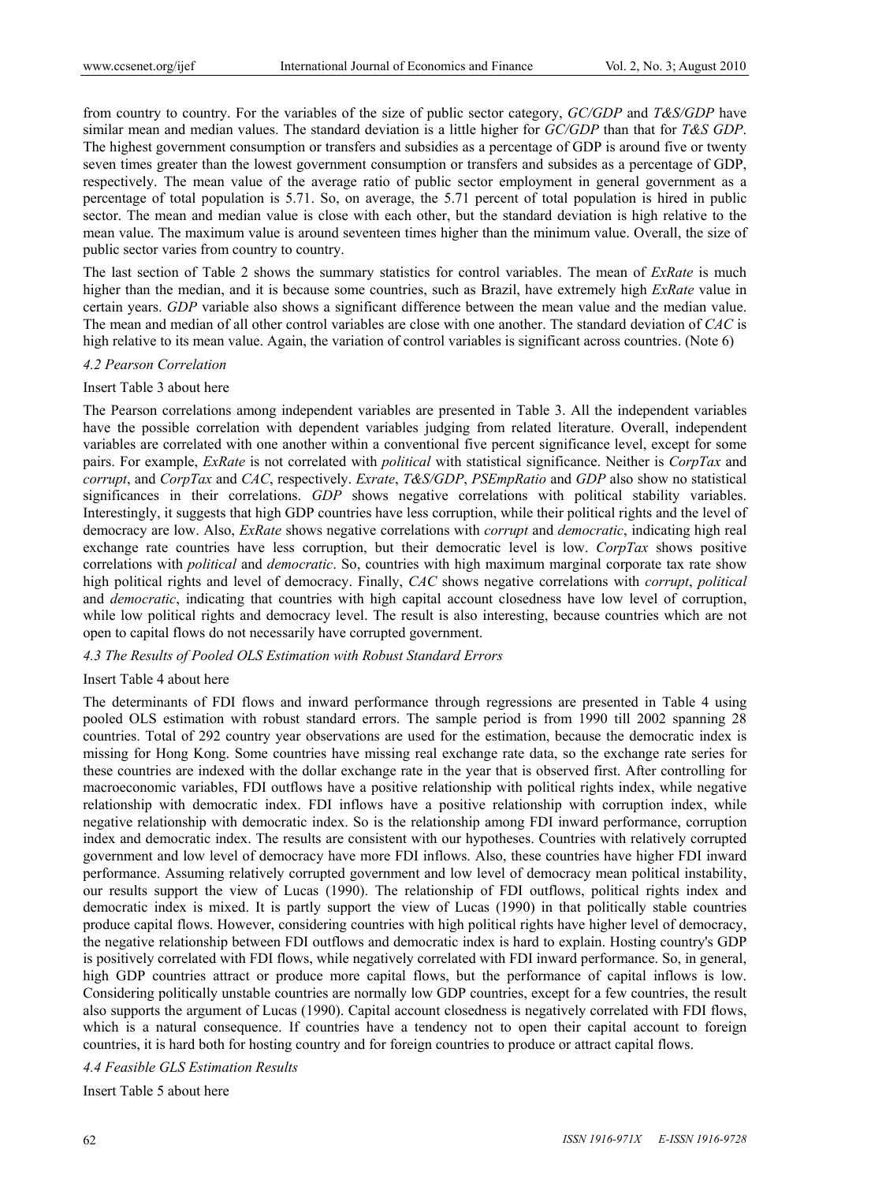from country to country. For the variables of the size of public sector category, *GC/GDP* and *T&S/GDP* have similar mean and median values. The standard deviation is a little higher for *GC/GDP* than that for *T&S GDP*. The highest government consumption or transfers and subsidies as a percentage of GDP is around five or twenty seven times greater than the lowest government consumption or transfers and subsides as a percentage of GDP, respectively. The mean value of the average ratio of public sector employment in general government as a percentage of total population is 5.71. So, on average, the 5.71 percent of total population is hired in public sector. The mean and median value is close with each other, but the standard deviation is high relative to the mean value. The maximum value is around seventeen times higher than the minimum value. Overall, the size of public sector varies from country to country.

The last section of Table 2 shows the summary statistics for control variables. The mean of *ExRate* is much higher than the median, and it is because some countries, such as Brazil, have extremely high *ExRate* value in certain years. *GDP* variable also shows a significant difference between the mean value and the median value. The mean and median of all other control variables are close with one another. The standard deviation of *CAC* is high relative to its mean value. Again, the variation of control variables is significant across countries. (Note 6)

*4.2 Pearson Correlation*

Insert Table 3 about here

The Pearson correlations among independent variables are presented in Table 3. All the independent variables have the possible correlation with dependent variables judging from related literature. Overall, independent variables are correlated with one another within a conventional five percent significance level, except for some pairs. For example, *ExRate* is not correlated with *political* with statistical significance. Neither is *CorpTax* and *corrupt*, and *CorpTax* and *CAC*, respectively. *Exrate*, *T&S/GDP*, *PSEmpRatio* and *GDP* also show no statistical significances in their correlations. *GDP* shows negative correlations with political stability variables. Interestingly, it suggests that high GDP countries have less corruption, while their political rights and the level of democracy are low. Also, *ExRate* shows negative correlations with *corrupt* and *democratic*, indicating high real exchange rate countries have less corruption, but their democratic level is low. *CorpTax* shows positive correlations with *political* and *democratic*. So, countries with high maximum marginal corporate tax rate show high political rights and level of democracy. Finally, *CAC* shows negative correlations with *corrupt*, *political* and *democratic*, indicating that countries with high capital account closedness have low level of corruption, while low political rights and democracy level. The result is also interesting, because countries which are not open to capital flows do not necessarily have corrupted government.

*4.3 The Results of Pooled OLS Estimation with Robust Standard Errors*

Insert Table 4 about here

The determinants of FDI flows and inward performance through regressions are presented in Table 4 using pooled OLS estimation with robust standard errors. The sample period is from 1990 till 2002 spanning 28 countries. Total of 292 country year observations are used for the estimation, because the democratic index is missing for Hong Kong. Some countries have missing real exchange rate data, so the exchange rate series for these countries are indexed with the dollar exchange rate in the year that is observed first. After controlling for macroeconomic variables, FDI outflows have a positive relationship with political rights index, while negative relationship with democratic index. FDI inflows have a positive relationship with corruption index, while negative relationship with democratic index. So is the relationship among FDI inward performance, corruption index and democratic index. The results are consistent with our hypotheses. Countries with relatively corrupted government and low level of democracy have more FDI inflows. Also, these countries have higher FDI inward performance. Assuming relatively corrupted government and low level of democracy mean political instability, our results support the view of Lucas (1990). The relationship of FDI outflows, political rights index and democratic index is mixed. It is partly support the view of Lucas (1990) in that politically stable countries produce capital flows. However, considering countries with high political rights have higher level of democracy, the negative relationship between FDI outflows and democratic index is hard to explain. Hosting country's GDP is positively correlated with FDI flows, while negatively correlated with FDI inward performance. So, in general, high GDP countries attract or produce more capital flows, but the performance of capital inflows is low. Considering politically unstable countries are normally low GDP countries, except for a few countries, the result also supports the argument of Lucas (1990). Capital account closedness is negatively correlated with FDI flows, which is a natural consequence. If countries have a tendency not to open their capital account to foreign countries, it is hard both for hosting country and for foreign countries to produce or attract capital flows.

*4.4 Feasible GLS Estimation Results*

Insert Table 5 about here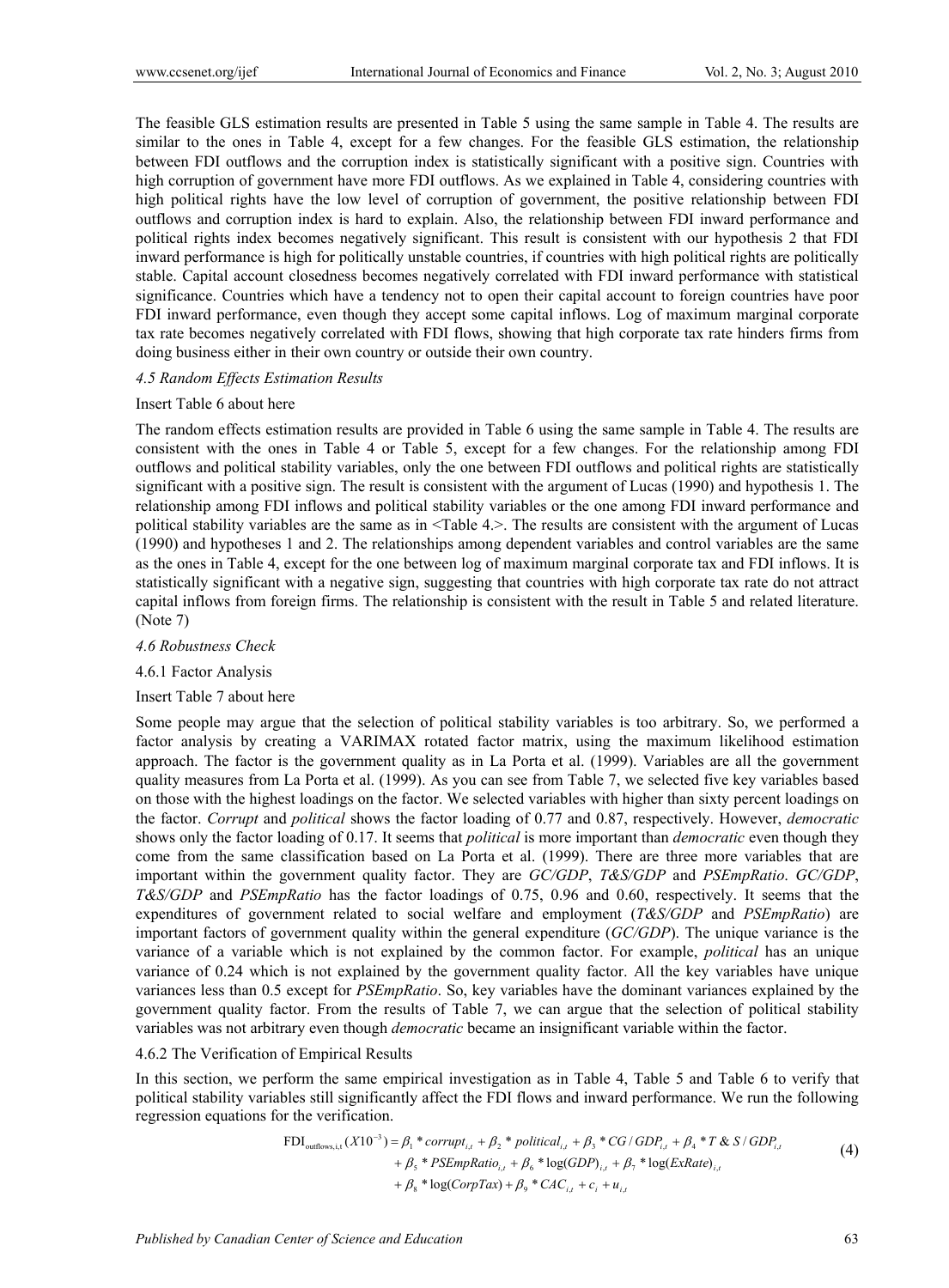The feasible GLS estimation results are presented in Table 5 using the same sample in Table 4. The results are similar to the ones in Table 4, except for a few changes. For the feasible GLS estimation, the relationship between FDI outflows and the corruption index is statistically significant with a positive sign. Countries with high corruption of government have more FDI outflows. As we explained in Table 4, considering countries with high political rights have the low level of corruption of government, the positive relationship between FDI outflows and corruption index is hard to explain. Also, the relationship between FDI inward performance and political rights index becomes negatively significant. This result is consistent with our hypothesis 2 that FDI inward performance is high for politically unstable countries, if countries with high political rights are politically stable. Capital account closedness becomes negatively correlated with FDI inward performance with statistical significance. Countries which have a tendency not to open their capital account to foreign countries have poor FDI inward performance, even though they accept some capital inflows. Log of maximum marginal corporate tax rate becomes negatively correlated with FDI flows, showing that high corporate tax rate hinders firms from doing business either in their own country or outside their own country.

### *4.5 Random Effects Estimation Results*

Insert Table 6 about here

The random effects estimation results are provided in Table 6 using the same sample in Table 4. The results are consistent with the ones in Table 4 or Table 5, except for a few changes. For the relationship among FDI outflows and political stability variables, only the one between FDI outflows and political rights are statistically significant with a positive sign. The result is consistent with the argument of Lucas (1990) and hypothesis 1. The relationship among FDI inflows and political stability variables or the one among FDI inward performance and political stability variables are the same as in <Table 4.>. The results are consistent with the argument of Lucas (1990) and hypotheses 1 and 2. The relationships among dependent variables and control variables are the same as the ones in Table 4, except for the one between log of maximum marginal corporate tax and FDI inflows. It is statistically significant with a negative sign, suggesting that countries with high corporate tax rate do not attract capital inflows from foreign firms. The relationship is consistent with the result in Table 5 and related literature. (Note 7)

### *4.6 Robustness Check*

#### 4.6.1 Factor Analysis

Insert Table 7 about here

Some people may argue that the selection of political stability variables is too arbitrary. So, we performed a factor analysis by creating a VARIMAX rotated factor matrix, using the maximum likelihood estimation approach. The factor is the government quality as in La Porta et al. (1999). Variables are all the government quality measures from La Porta et al. (1999). As you can see from Table 7, we selected five key variables based on those with the highest loadings on the factor. We selected variables with higher than sixty percent loadings on the factor. *Corrupt* and *political* shows the factor loading of 0.77 and 0.87, respectively. However, *democratic* shows only the factor loading of 0.17. It seems that *political* is more important than *democratic* even though they come from the same classification based on La Porta et al. (1999). There are three more variables that are important within the government quality factor. They are *GC/GDP*, *T&S/GDP* and *PSEmpRatio*. *GC/GDP*, *T&S/GDP* and *PSEmpRatio* has the factor loadings of 0.75, 0.96 and 0.60, respectively. It seems that the expenditures of government related to social welfare and employment (*T&S/GDP* and *PSEmpRatio*) are important factors of government quality within the general expenditure (*GC/GDP*). The unique variance is the variance of a variable which is not explained by the common factor. For example, *political* has an unique variance of 0.24 which is not explained by the government quality factor. All the key variables have unique variances less than 0.5 except for *PSEmpRatio*. So, key variables have the dominant variances explained by the government quality factor. From the results of Table 7, we can argue that the selection of political stability variables was not arbitrary even though *democratic* became an insignificant variable within the factor.

#### 4.6.2 The Verification of Empirical Results

In this section, we perform the same empirical investigation as in Table 4, Table 5 and Table 6 to verify that political stability variables still significantly affect the FDI flows and inward performance. We run the following regression equations for the verification.

$$\begin{aligned}\mathrm{FDI}_{\mathrm{outflows},i,t}(X10^{-3}) &= \beta_1 * corrupt_{i,t} + \beta_2 * political_{i,t} + \beta_3 * CG/GDP_{i,t} + \beta_4 * T\,\&\,S/GDP_{i,t} \\ &+ \beta_5 * PSEmpRatio_{i,t} + \beta_6 * \log(GDP)_{i,t} + \beta_7 * \log(ExRate)_{i,t} \\ &+ \beta_8 * \log(CorpTax) + \beta_9 * CAC_{i,t} + c_i + u_{i,t}\end{aligned} \tag{4}$$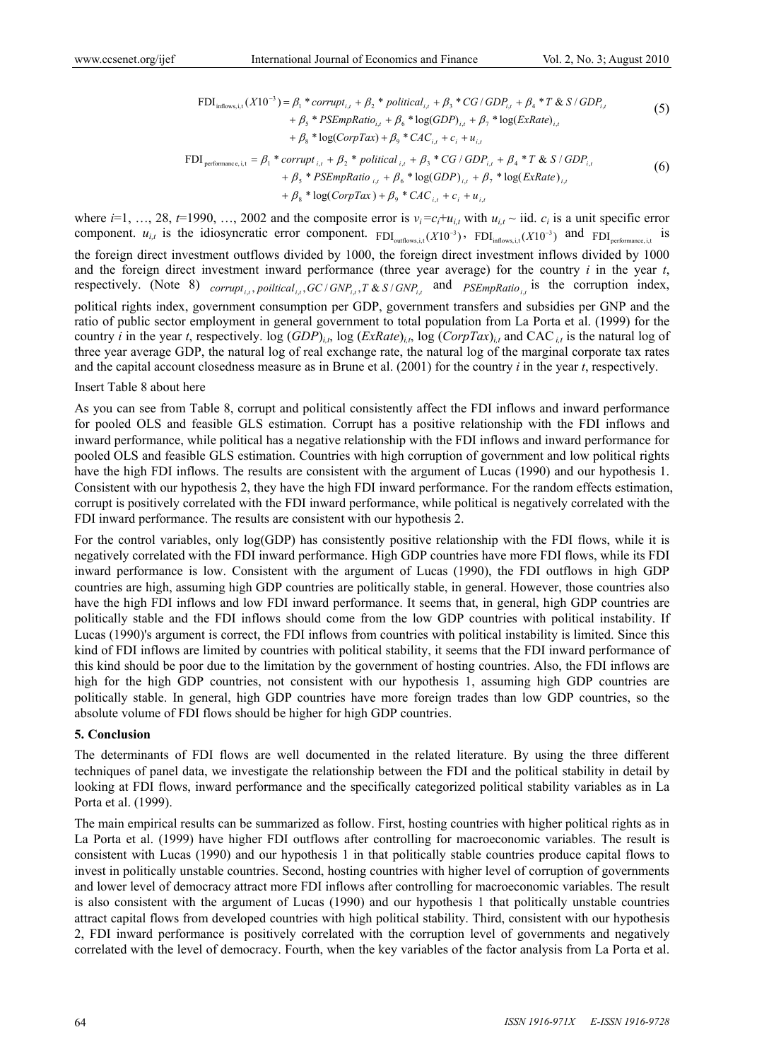$$\begin{aligned}\mathrm{FDI}_{\text{inflows},i,t}(X10^{-3}) = {} & \beta_1 * corrupt_{i,t} + \beta_2 * political_{i,t} + \beta_3 * CG/GDP_{i,t} + \beta_4 * T\,\&\,S/GDP_{i,t} \\ & + \beta_5 * PSEmpRatio_{i,t} + \beta_6 * \log(GDP)_{i,t} + \beta_7 * \log(ExRate)_{i,t} \\ & + \beta_8 * \log(CorpTax) + \beta_9 * CAC_{i,t} + c_i + u_{i,t}\end{aligned} \tag{5}$$

$$\begin{aligned}\mathrm{FDI}_{\text{performance},i,t} = {} & \beta_1 * corrupt_{i,t} + \beta_2 * political_{i,t} + \beta_3 * CG/GDP_{i,t} + \beta_4 * T\,\&\,S/GDP_{i,t} \\ & + \beta_5 * PSEmpRatio_{i,t} + \beta_6 * \log(GDP)_{i,t} + \beta_7 * \log(ExRate)_{i,t} \\ & + \beta_8 * \log(CorpTax) + \beta_9 * CAC_{i,t} + c_i + u_{i,t}\end{aligned} \tag{6}$$

where $i$=1, …, 28, $t$=1990, …, 2002 and the composite error is $v_i=c_i+u_{i,t}$ with $u_{i,t} \sim$ iid. $c_i$ is a unit specific error component. $u_{i,t}$ is the idiosyncratic error component. $\mathrm{FDI}_{\text{outflows},i,t}(X10^{-3})$, $\mathrm{FDI}_{\text{inflows},i,t}(X10^{-3})$ and $\mathrm{FDI}_{\text{performance},i,t}$ is the foreign direct investment outflows divided by 1000, the foreign direct investment inflows divided by 1000 and the foreign direct investment inward performance (three year average) for the country $i$ in the year $t$, respectively. (Note 8) $corrupt_{i,t}, poiltical_{i,t}, GC/GNP_{i,t}, T\,\&\,S/GNP_{i,t}$ and $PSEmpRatio_{i,t}$ is the corruption index, political rights index, government consumption per GDP, government transfers and subsidies per GNP and the ratio of public sector employment in general government to total population from La Porta et al. (1999) for the country $i$ in the year $t$, respectively. $\log(GDP)_{i,t}$, $\log(ExRate)_{i,t}$, $\log(CorpTax)_{i,t}$ and $CAC_{i,t}$ is the natural log of three year average GDP, the natural log of real exchange rate, the natural log of the marginal corporate tax rates and the capital account closedness measure as in Brune et al. (2001) for the country $i$ in the year $t$, respectively.

Insert Table 8 about here

As you can see from Table 8, corrupt and political consistently affect the FDI inflows and inward performance for pooled OLS and feasible GLS estimation. Corrupt has a positive relationship with the FDI inflows and inward performance, while political has a negative relationship with the FDI inflows and inward performance for pooled OLS and feasible GLS estimation. Countries with high corruption of government and low political rights have the high FDI inflows. The results are consistent with the argument of Lucas (1990) and our hypothesis 1. Consistent with our hypothesis 2, they have the high FDI inward performance. For the random effects estimation, corrupt is positively correlated with the FDI inward performance, while political is negatively correlated with the FDI inward performance. The results are consistent with our hypothesis 2.

For the control variables, only log(GDP) has consistently positive relationship with the FDI flows, while it is negatively correlated with the FDI inward performance. High GDP countries have more FDI flows, while its FDI inward performance is low. Consistent with the argument of Lucas (1990), the FDI outflows in high GDP countries are high, assuming high GDP countries are politically stable, in general. However, those countries also have the high FDI inflows and low FDI inward performance. It seems that, in general, high GDP countries are politically stable and the FDI inflows should come from the low GDP countries with political instability. If Lucas (1990)'s argument is correct, the FDI inflows from countries with political instability is limited. Since this kind of FDI inflows are limited by countries with political stability, it seems that the FDI inward performance of this kind should be poor due to the limitation by the government of hosting countries. Also, the FDI inflows are high for the high GDP countries, not consistent with our hypothesis 1, assuming high GDP countries are politically stable. In general, high GDP countries have more foreign trades than low GDP countries, so the absolute volume of FDI flows should be higher for high GDP countries.

## 5. Conclusion

The determinants of FDI flows are well documented in the related literature. By using the three different techniques of panel data, we investigate the relationship between the FDI and the political stability in detail by looking at FDI flows, inward performance and the specifically categorized political stability variables as in La Porta et al. (1999).

The main empirical results can be summarized as follow. First, hosting countries with higher political rights as in La Porta et al. (1999) have higher FDI outflows after controlling for macroeconomic variables. The result is consistent with Lucas (1990) and our hypothesis 1 in that politically stable countries produce capital flows to invest in politically unstable countries. Second, hosting countries with higher level of corruption of governments and lower level of democracy attract more FDI inflows after controlling for macroeconomic variables. The result is also consistent with the argument of Lucas (1990) and our hypothesis 1 that politically unstable countries attract capital flows from developed countries with high political stability. Third, consistent with our hypothesis 2, FDI inward performance is positively correlated with the corruption level of governments and negatively correlated with the level of democracy. Fourth, when the key variables of the factor analysis from La Porta et al.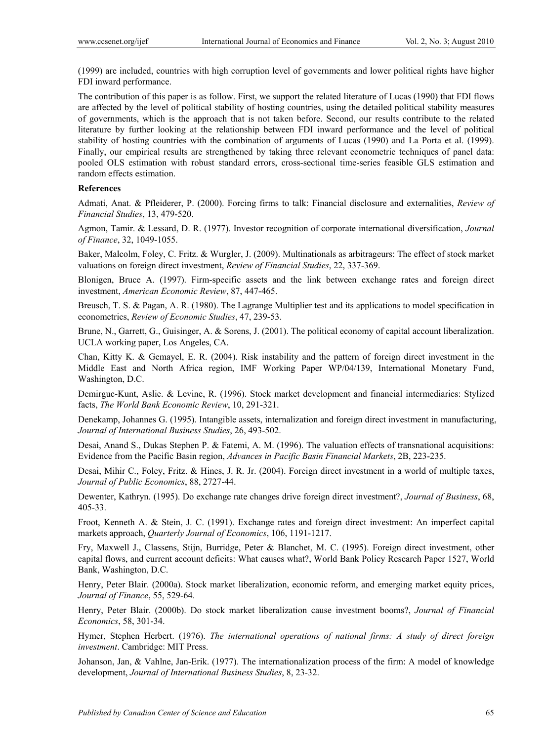(1999) are included, countries with high corruption level of governments and lower political rights have higher FDI inward performance.

The contribution of this paper is as follow. First, we support the related literature of Lucas (1990) that FDI flows are affected by the level of political stability of hosting countries, using the detailed political stability measures of governments, which is the approach that is not taken before. Second, our results contribute to the related literature by further looking at the relationship between FDI inward performance and the level of political stability of hosting countries with the combination of arguments of Lucas (1990) and La Porta et al. (1999). Finally, our empirical results are strengthened by taking three relevant econometric techniques of panel data: pooled OLS estimation with robust standard errors, cross-sectional time-series feasible GLS estimation and random effects estimation.

**References**

Admati, Anat. & Pfleiderer, P. (2000). Forcing firms to talk: Financial disclosure and externalities, *Review of Financial Studies*, 13, 479-520.

Agmon, Tamir. & Lessard, D. R. (1977). Investor recognition of corporate international diversification, *Journal of Finance*, 32, 1049-1055.

Baker, Malcolm, Foley, C. Fritz. & Wurgler, J. (2009). Multinationals as arbitrageurs: The effect of stock market valuations on foreign direct investment, *Review of Financial Studies*, 22, 337-369.

Blonigen, Bruce A. (1997). Firm-specific assets and the link between exchange rates and foreign direct investment, *American Economic Review*, 87, 447-465.

Breusch, T. S. & Pagan, A. R. (1980). The Lagrange Multiplier test and its applications to model specification in econometrics, *Review of Economic Studies*, 47, 239-53.

Brune, N., Garrett, G., Guisinger, A. & Sorens, J. (2001). The political economy of capital account liberalization. UCLA working paper, Los Angeles, CA.

Chan, Kitty K. & Gemayel, E. R. (2004). Risk instability and the pattern of foreign direct investment in the Middle East and North Africa region, IMF Working Paper WP/04/139, International Monetary Fund, Washington, D.C.

Demirguc-Kunt, Aslie. & Levine, R. (1996). Stock market development and financial intermediaries: Stylized facts, *The World Bank Economic Review*, 10, 291-321.

Denekamp, Johannes G. (1995). Intangible assets, internalization and foreign direct investment in manufacturing, *Journal of International Business Studies*, 26, 493-502.

Desai, Anand S., Dukas Stephen P. & Fatemi, A. M. (1996). The valuation effects of transnational acquisitions: Evidence from the Pacific Basin region, *Advances in Pacific Basin Financial Markets*, 2B, 223-235.

Desai, Mihir C., Foley, Fritz. & Hines, J. R. Jr. (2004). Foreign direct investment in a world of multiple taxes, *Journal of Public Economics*, 88, 2727-44.

Dewenter, Kathryn. (1995). Do exchange rate changes drive foreign direct investment?, *Journal of Business*, 68, 405-33.

Froot, Kenneth A. & Stein, J. C. (1991). Exchange rates and foreign direct investment: An imperfect capital markets approach, *Quarterly Journal of Economics*, 106, 1191-1217.

Fry, Maxwell J., Classens, Stijn, Burridge, Peter & Blanchet, M. C. (1995). Foreign direct investment, other capital flows, and current account deficits: What causes what?, World Bank Policy Research Paper 1527, World Bank, Washington, D.C.

Henry, Peter Blair. (2000a). Stock market liberalization, economic reform, and emerging market equity prices, *Journal of Finance*, 55, 529-64.

Henry, Peter Blair. (2000b). Do stock market liberalization cause investment booms?, *Journal of Financial Economics*, 58, 301-34.

Hymer, Stephen Herbert. (1976). *The international operations of national firms: A study of direct foreign investment*. Cambridge: MIT Press.

Johanson, Jan, & Vahlne, Jan-Erik. (1977). The internationalization process of the firm: A model of knowledge development, *Journal of International Business Studies*, 8, 23-32.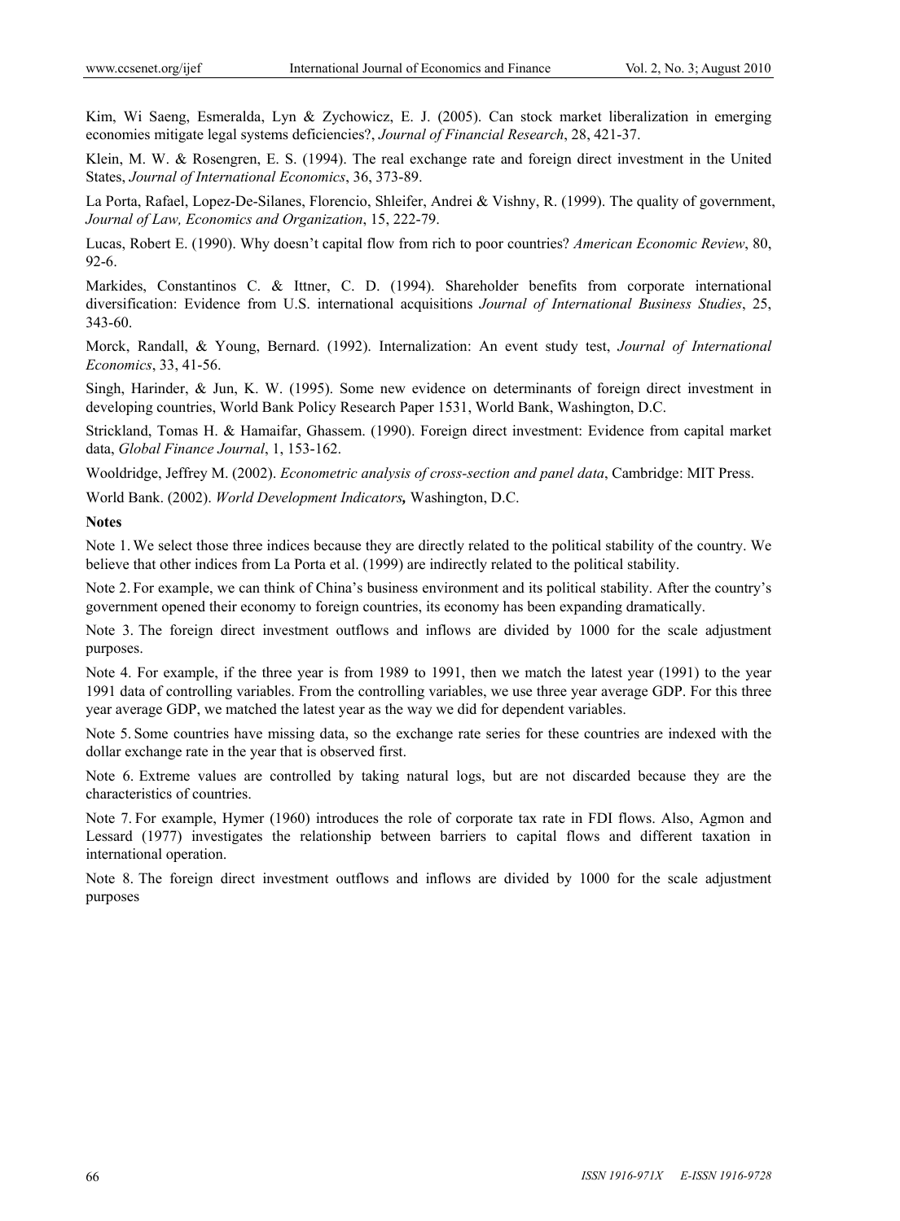Kim, Wi Saeng, Esmeralda, Lyn & Zychowicz, E. J. (2005). Can stock market liberalization in emerging economies mitigate legal systems deficiencies?, *Journal of Financial Research*, 28, 421-37.

Klein, M. W. & Rosengren, E. S. (1994). The real exchange rate and foreign direct investment in the United States, *Journal of International Economics*, 36, 373-89.

La Porta, Rafael, Lopez-De-Silanes, Florencio, Shleifer, Andrei & Vishny, R. (1999). The quality of government, *Journal of Law, Economics and Organization*, 15, 222-79.

Lucas, Robert E. (1990). Why doesn't capital flow from rich to poor countries? *American Economic Review*, 80, 92-6.

Markides, Constantinos C. & Ittner, C. D. (1994). Shareholder benefits from corporate international diversification: Evidence from U.S. international acquisitions *Journal of International Business Studies*, 25, 343-60.

Morck, Randall, & Young, Bernard. (1992). Internalization: An event study test, *Journal of International Economics*, 33, 41-56.

Singh, Harinder, & Jun, K. W. (1995). Some new evidence on determinants of foreign direct investment in developing countries, World Bank Policy Research Paper 1531, World Bank, Washington, D.C.

Strickland, Tomas H. & Hamaifar, Ghassem. (1990). Foreign direct investment: Evidence from capital market data, *Global Finance Journal*, 1, 153-162.

Wooldridge, Jeffrey M. (2002). *Econometric analysis of cross-section and panel data*, Cambridge: MIT Press.

World Bank. (2002). ***World Development Indicators,*** Washington, D.C.

**Notes**

Note 1. We select those three indices because they are directly related to the political stability of the country. We believe that other indices from La Porta et al. (1999) are indirectly related to the political stability.

Note 2. For example, we can think of China's business environment and its political stability. After the country's government opened their economy to foreign countries, its economy has been expanding dramatically.

Note 3. The foreign direct investment outflows and inflows are divided by 1000 for the scale adjustment purposes.

Note 4. For example, if the three year is from 1989 to 1991, then we match the latest year (1991) to the year 1991 data of controlling variables. From the controlling variables, we use three year average GDP. For this three year average GDP, we matched the latest year as the way we did for dependent variables.

Note 5. Some countries have missing data, so the exchange rate series for these countries are indexed with the dollar exchange rate in the year that is observed first.

Note 6. Extreme values are controlled by taking natural logs, but are not discarded because they are the characteristics of countries.

Note 7. For example, Hymer (1960) introduces the role of corporate tax rate in FDI flows. Also, Agmon and Lessard (1977) investigates the relationship between barriers to capital flows and different taxation in international operation.

Note 8. The foreign direct investment outflows and inflows are divided by 1000 for the scale adjustment purposes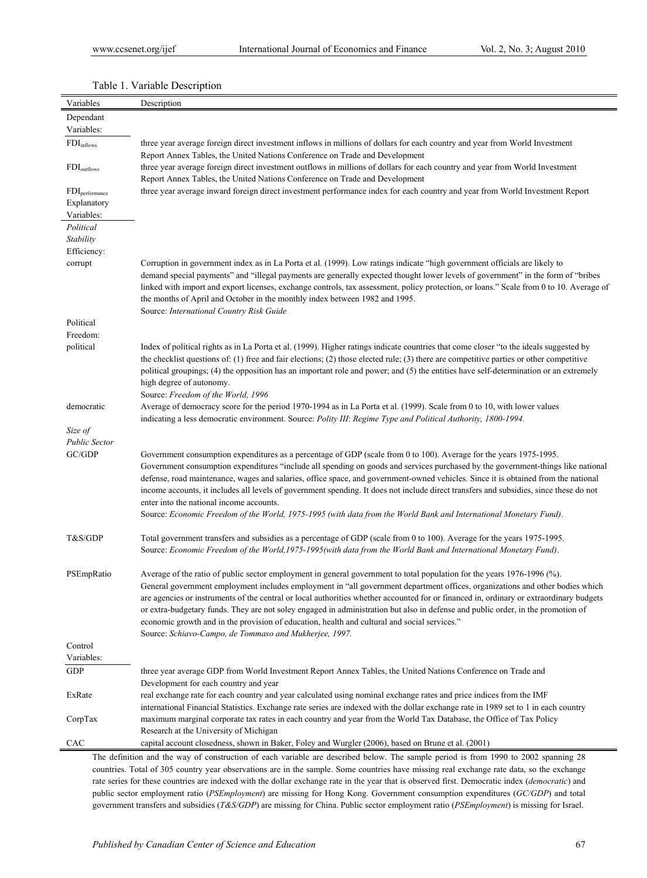Table 1. Variable Description

| Variables | Description |
|---|---|
| Dependant Variables: | |
| $FDI_{inflows}$ | three year average foreign direct investment inflows in millions of dollars for each country and year from World Investment Report Annex Tables, the United Nations Conference on Trade and Development |
| $FDI_{outflows}$ | three year average foreign direct investment outflows in millions of dollars for each country and year from World Investment Report Annex Tables, the United Nations Conference on Trade and Development |
| $FDI_{performance}$ | three year average inward foreign direct investment performance index for each country and year from World Investment Report |
| Explanatory Variables: | |
| *Political Stability* | |
| Efficiency: | |
| corrupt | Corruption in government index as in La Porta et al. (1999). Low ratings indicate "high government officials are likely to demand special payments" and "illegal payments are generally expected thought lower levels of government" in the form of "bribes linked with import and export licenses, exchange controls, tax assessment, policy protection, or loans." Scale from 0 to 10. Average of the months of April and October in the monthly index between 1982 and 1995. Source: *International Country Risk Guide* |
| Political Freedom: | |
| political | Index of political rights as in La Porta et al. (1999). Higher ratings indicate countries that come closer "to the ideals suggested by the checklist questions of: (1) free and fair elections; (2) those elected rule; (3) there are competitive parties or other competitive political groupings; (4) the opposition has an important role and power; and (5) the entities have self-determination or an extremely high degree of autonomy. Source: *Freedom of the World, 1996* |
| democratic | Average of democracy score for the period 1970-1994 as in La Porta et al. (1999). Scale from 0 to 10, with lower values indicating a less democratic environment. Source: *Polity III: Regime Type and Political Authority, 1800-1994.* |
| *Size of Public Sector* | |
| GC/GDP | Government consumption expenditures as a percentage of GDP (scale from 0 to 100). Average for the years 1975-1995. Government consumption expenditures "include all spending on goods and services purchased by the government-things like national defense, road maintenance, wages and salaries, office space, and government-owned vehicles. Since it is obtained from the national income accounts, it includes all levels of government spending. It does not include direct transfers and subsidies, since these do not enter into the national income accounts. Source: *Economic Freedom of the World, 1975-1995 (with data from the World Bank and International Monetary Fund)*. |
| T&S/GDP | Total government transfers and subsidies as a percentage of GDP (scale from 0 to 100). Average for the years 1975-1995. Source: *Economic Freedom of the World,1975-1995(with data from the World Bank and International Monetary Fund)*. |
| PSEmpRatio | Average of the ratio of public sector employment in general government to total population for the years 1976-1996 (%). General government employment includes employment in "all government department offices, organizations and other bodies which are agencies or instruments of the central or local authorities whether accounted for or financed in, ordinary or extraordinary budgets or extra-budgetary funds. They are not soley engaged in administration but also in defense and public order, in the promotion of economic growth and in the provision of education, health and cultural and social services." Source: *Schiavo-Campo, de Tommaso and Mukherjee, 1997.* |
| Control Variables: | |
| GDP | three year average GDP from World Investment Report Annex Tables, the United Nations Conference on Trade and Development for each country and year |
| ExRate | real exchange rate for each country and year calculated using nominal exchange rates and price indices from the IMF international Financial Statistics. Exchange rate series are indexed with the dollar exchange rate in 1989 set to 1 in each country |
| CorpTax | maximum marginal corporate tax rates in each country and year from the World Tax Database, the Office of Tax Policy Research at the University of Michigan |
| CAC | capital account closedness, shown in Baker, Foley and Wurgler (2006), based on Brune et al. (2001) |

The definition and the way of construction of each variable are described below. The sample period is from 1990 to 2002 spanning 28 countries. Total of 305 country year observations are in the sample. Some countries have missing real exchange rate data, so the exchange rate series for these countries are indexed with the dollar exchange rate in the year that is observed first. Democratic index (*democratic*) and public sector employment ratio (*PSEmployment*) are missing for Hong Kong. Government consumption expenditures (*GC/GDP*) and total government transfers and subsidies (*T&S/GDP*) are missing for China. Public sector employment ratio (*PSEmployment*) is missing for Israel.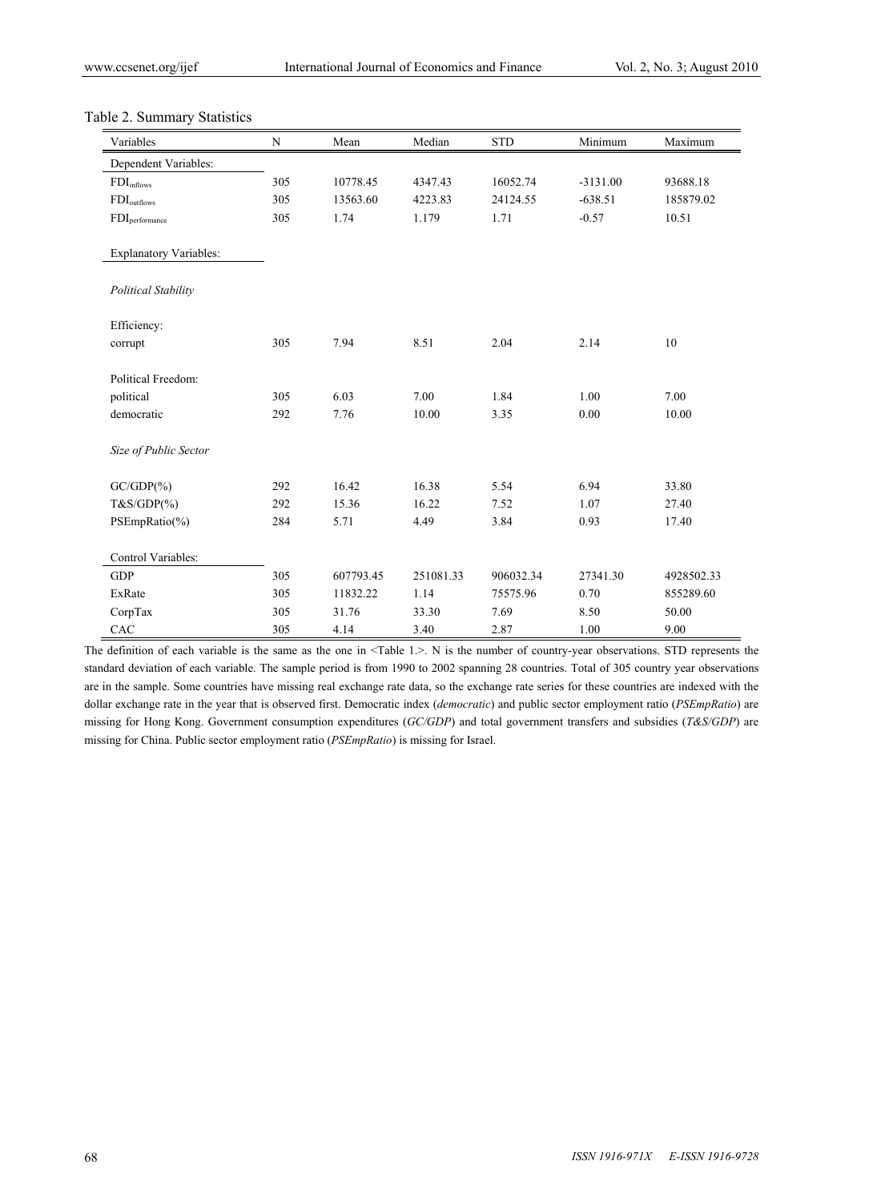Table 2. Summary Statistics

| Variables | N | Mean | Median | STD | Minimum | Maximum |
|---|---|---|---|---|---|---|
| Dependent Variables: | | | | | | |
| $FDI_{inflows}$ | 305 | 10778.45 | 4347.43 | 16052.74 | -3131.00 | 93688.18 |
| $FDI_{outflows}$ | 305 | 13563.60 | 4223.83 | 24124.55 | -638.51 | 185879.02 |
| $FDI_{performance}$ | 305 | 1.74 | 1.179 | 1.71 | -0.57 | 10.51 |
| Explanatory Variables: | | | | | | |
| *Political Stability* | | | | | | |
| Efficiency: | | | | | | |
| corrupt | 305 | 7.94 | 8.51 | 2.04 | 2.14 | 10 |
| Political Freedom: | | | | | | |
| political | 305 | 6.03 | 7.00 | 1.84 | 1.00 | 7.00 |
| democratic | 292 | 7.76 | 10.00 | 3.35 | 0.00 | 10.00 |
| *Size of Public Sector* | | | | | | |
| GC/GDP(%) | 292 | 16.42 | 16.38 | 5.54 | 6.94 | 33.80 |
| T&S/GDP(%) | 292 | 15.36 | 16.22 | 7.52 | 1.07 | 27.40 |
| PSEmpRatio(%) | 284 | 5.71 | 4.49 | 3.84 | 0.93 | 17.40 |
| Control Variables: | | | | | | |
| GDP | 305 | 607793.45 | 251081.33 | 906032.34 | 27341.30 | 4928502.33 |
| ExRate | 305 | 11832.22 | 1.14 | 75575.96 | 0.70 | 855289.60 |
| CorpTax | 305 | 31.76 | 33.30 | 7.69 | 8.50 | 50.00 |
| CAC | 305 | 4.14 | 3.40 | 2.87 | 1.00 | 9.00 |

The definition of each variable is the same as the one in <Table 1.>. N is the number of country-year observations. STD represents the standard deviation of each variable. The sample period is from 1990 to 2002 spanning 28 countries. Total of 305 country year observations are in the sample. Some countries have missing real exchange rate data, so the exchange rate series for these countries are indexed with the dollar exchange rate in the year that is observed first. Democratic index (*democratic*) and public sector employment ratio (*PSEmpRatio*) are missing for Hong Kong. Government consumption expenditures (*GC/GDP*) and total government transfers and subsidies (*T&S/GDP*) are missing for China. Public sector employment ratio (*PSEmpRatio*) is missing for Israel.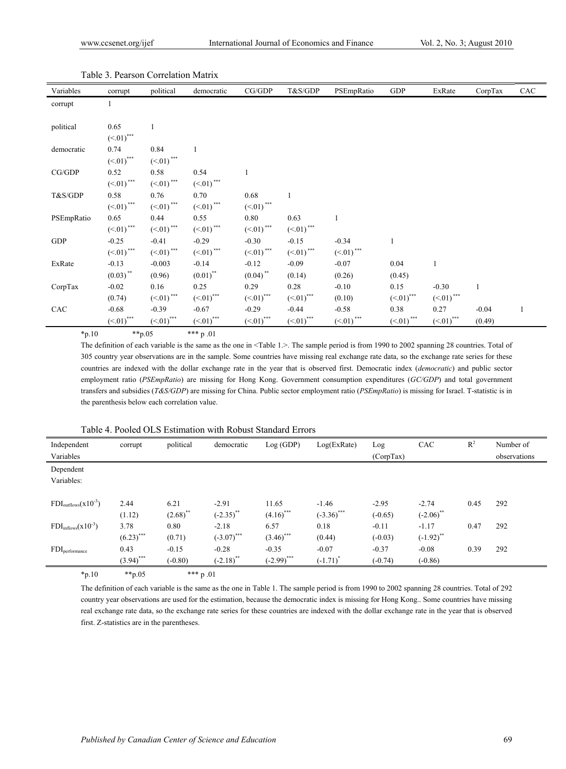Table 3. Pearson Correlation Matrix

| Variables | corrupt | political | democratic | CG/GDP | T&S/GDP | PSEmpRatio | GDP | ExRate | CorpTax | CAC |
|---|---|---|---|---|---|---|---|---|---|---|
| corrupt | 1 | | | | | | | | | |
| political | 0.65 | 1 | | | | | | | | |
| | (<.01)*** | | | | | | | | | |
| democratic | 0.74 | 0.84 | 1 | | | | | | | |
| | (<.01)*** | (<.01)*** | | | | | | | | |
| CG/GDP | 0.52 | 0.58 | 0.54 | 1 | | | | | | |
| | (<.01)*** | (<.01)*** | (<.01)*** | | | | | | | |
| T&S/GDP | 0.58 | 0.76 | 0.70 | 0.68 | 1 | | | | | |
| | (<.01)*** | (<.01)*** | (<.01)*** | (<.01)*** | | | | | | |
| PSEmpRatio | 0.65 | 0.44 | 0.55 | 0.80 | 0.63 | 1 | | | | |
| | (<.01)*** | (<.01)*** | (<.01)*** | (<.01)*** | (<.01)*** | | | | | |
| GDP | -0.25 | -0.41 | -0.29 | -0.30 | -0.15 | -0.34 | 1 | | | |
| | (<.01)*** | (<.01)*** | (<.01)*** | (<.01)*** | (<.01)*** | (<.01)*** | | | | |
| ExRate | -0.13 | -0.003 | -0.14 | -0.12 | -0.09 | -0.07 | 0.04 | 1 | | |
| | (0.03)** | (0.96) | (0.01)** | (0.04)** | (0.14) | (0.26) | (0.45) | | | |
| CorpTax | -0.02 | 0.16 | 0.25 | 0.29 | 0.28 | -0.10 | 0.15 | -0.30 | 1 | |
| | (0.74) | (<.01)*** | (<.01)*** | (<.01)*** | (<.01)*** | (0.10) | (<.01)*** | (<.01)*** | | |
| CAC | -0.68 | -0.39 | -0.67 | -0.29 | -0.44 | -0.58 | 0.38 | 0.27 | -0.04 | 1 |
| | (<.01)*** | (<.01)*** | (<.01)*** | (<.01)*** | (<.01)*** | (<.01)*** | (<.01)*** | (<.01)*** | (0.49) | |

*p.10 **p.05 *** p .01

The definition of each variable is the same as the one in <Table 1.>. The sample period is from 1990 to 2002 spanning 28 countries. Total of 305 country year observations are in the sample. Some countries have missing real exchange rate data, so the exchange rate series for these countries are indexed with the dollar exchange rate in the year that is observed first. Democratic index (*democratic*) and public sector employment ratio (*PSEmpRatio*) are missing for Hong Kong. Government consumption expenditures (*GC/GDP*) and total government transfers and subsidies (*T&S/GDP*) are missing for China. Public sector employment ratio (*PSEmpRatio*) is missing for Israel. T-statistic is in the parenthesis below each correlation value.

Table 4. Pooled OLS Estimation with Robust Standard Errors

| Independent Variables | corrupt | political | democratic | Log (GDP) | Log(ExRate) | Log (CorpTax) | CAC | $R^2$ | Number of observations |
|---|---|---|---|---|---|---|---|---|---|
| Dependent Variables: | | | | | | | | | |
| $FDI_{outflows}(x10^{-3})$ | 2.44 | 6.21 | -2.91 | 11.65 | -1.46 | -2.95 | -2.74 | 0.45 | 292 |
| | (1.12) | (2.68)** | (-2.35)** | (4.16)*** | (-3.36)*** | (-0.65) | (-2.06)** | | |
| $FDI_{inflows}(x10^{-3})$ | 3.78 | 0.80 | -2.18 | 6.57 | 0.18 | -0.11 | -1.17 | 0.47 | 292 |
| | (6.23)*** | (0.71) | (-3.07)*** | (3.46)*** | (0.44) | (-0.03) | (-1.92)** | | |
| $FDI_{performance}$ | 0.43 | -0.15 | -0.28 | -0.35 | -0.07 | -0.37 | -0.08 | 0.39 | 292 |
| | (3.94)*** | (-0.80) | (-2.18)** | (-2.99)*** | (-1.71)* | (-0.74) | (-0.86) | | |

*p.10 **p.05 *** p .01

The definition of each variable is the same as the one in Table 1. The sample period is from 1990 to 2002 spanning 28 countries. Total of 292 country year observations are used for the estimation, because the democratic index is missing for Hong Kong.. Some countries have missing real exchange rate data, so the exchange rate series for these countries are indexed with the dollar exchange rate in the year that is observed first. Z-statistics are in the parentheses.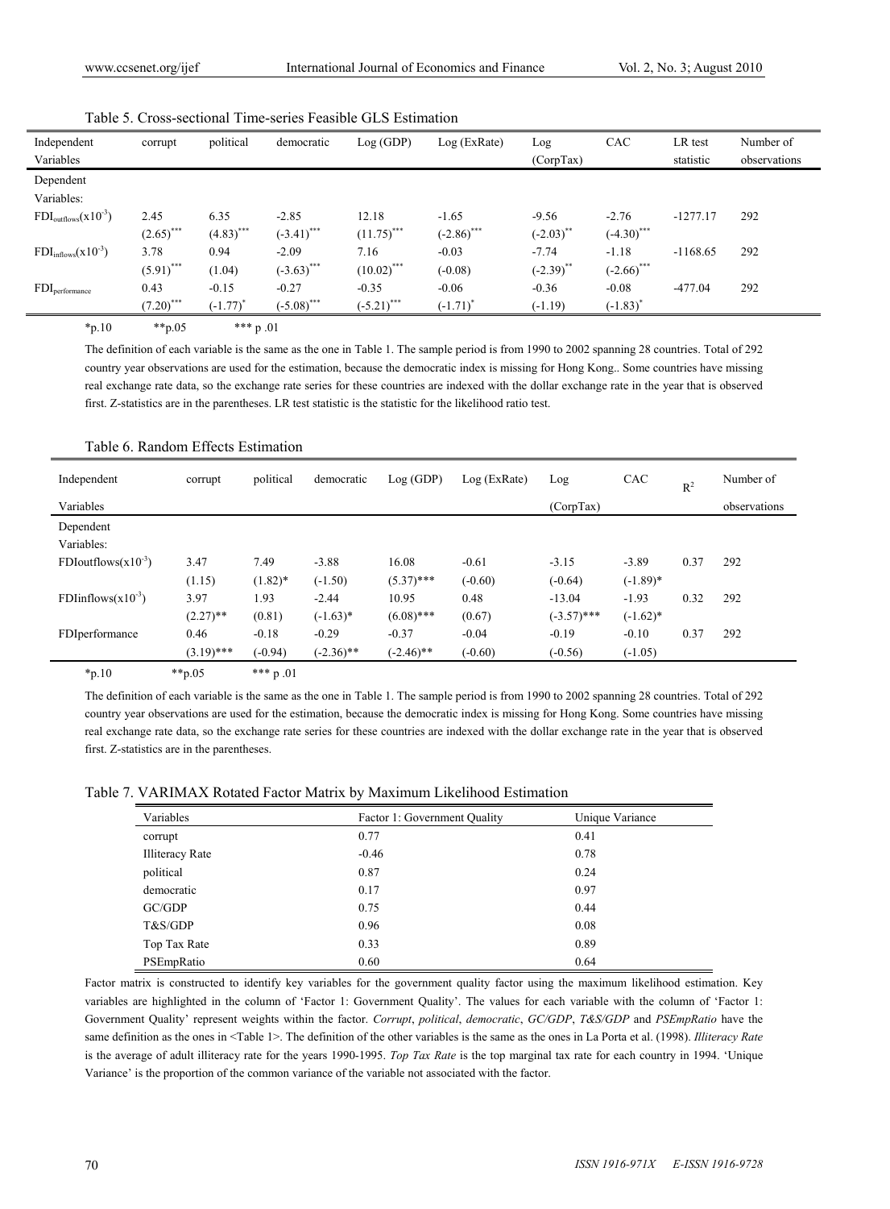Table 5. Cross-sectional Time-series Feasible GLS Estimation

| Independent Variables | corrupt | political | democratic | Log (GDP) | Log (ExRate) | Log (CorpTax) | CAC | LR test statistic | Number of observations |
|---|---|---|---|---|---|---|---|---|---|
| Dependent Variables: | | | | | | | | | |
| $FDI_{outflows}(x10^{-3})$ | 2.45 | 6.35 | -2.85 | 12.18 | -1.65 | -9.56 | -2.76 | -1277.17 | 292 |
| | $(2.65)^{***}$ | $(4.83)^{***}$ | $(-3.41)^{***}$ | $(11.75)^{***}$ | $(-2.86)^{***}$ | $(-2.03)^{**}$ | $(-4.30)^{***}$ | | |
| $FDI_{inflows}(x10^{-3})$ | 3.78 | 0.94 | -2.09 | 7.16 | -0.03 | -7.74 | -1.18 | -1168.65 | 292 |
| | $(5.91)^{***}$ | (1.04) | $(-3.63)^{***}$ | $(10.02)^{***}$ | (-0.08) | $(-2.39)^{**}$ | $(-2.66)^{***}$ | | |
| $FDI_{performance}$ | 0.43 | -0.15 | -0.27 | -0.35 | -0.06 | -0.36 | -0.08 | -477.04 | 292 |
| | $(7.20)^{***}$ | $(-1.77)^{*}$ | $(-5.08)^{***}$ | $(-5.21)^{***}$ | $(-1.71)^{*}$ | (-1.19) | $(-1.83)^{*}$ | | |

*p.10 **p.05 *** p .01

The definition of each variable is the same as the one in Table 1. The sample period is from 1990 to 2002 spanning 28 countries. Total of 292 country year observations are used for the estimation, because the democratic index is missing for Hong Kong.. Some countries have missing real exchange rate data, so the exchange rate series for these countries are indexed with the dollar exchange rate in the year that is observed first. Z-statistics are in the parentheses. LR test statistic is the statistic for the likelihood ratio test.

Table 6. Random Effects Estimation

| Independent Variables | corrupt | political | democratic | Log (GDP) | Log (ExRate) | Log (CorpTax) | CAC | $R^2$ | Number of observations |
|---|---|---|---|---|---|---|---|---|---|
| Dependent Variables: | | | | | | | | | |
| FDIoutflows$(x10^{-3})$ | 3.47 | 7.49 | -3.88 | 16.08 | -0.61 | -3.15 | -3.89 | 0.37 | 292 |
| | (1.15) | (1.82)* | (-1.50) | (5.37)*** | (-0.60) | (-0.64) | (-1.89)* | | |
| FDIinflows$(x10^{-3})$ | 3.97 | 1.93 | -2.44 | 10.95 | 0.48 | -13.04 | -1.93 | 0.32 | 292 |
| | (2.27)** | (0.81) | (-1.63)* | (6.08)*** | (0.67) | (-3.57)*** | (-1.62)* | | |
| FDIperformance | 0.46 | -0.18 | -0.29 | -0.37 | -0.04 | -0.19 | -0.10 | 0.37 | 292 |
| | (3.19)*** | (-0.94) | (-2.36)** | (-2.46)** | (-0.60) | (-0.56) | (-1.05) | | |

*p.10 **p.05 *** p .01

The definition of each variable is the same as the one in Table 1. The sample period is from 1990 to 2002 spanning 28 countries. Total of 292 country year observations are used for the estimation, because the democratic index is missing for Hong Kong. Some countries have missing real exchange rate data, so the exchange rate series for these countries are indexed with the dollar exchange rate in the year that is observed first. Z-statistics are in the parentheses.

Table 7. VARIMAX Rotated Factor Matrix by Maximum Likelihood Estimation

| Variables | Factor 1: Government Quality | Unique Variance |
|---|---|---|
| corrupt | 0.77 | 0.41 |
| Illiteracy Rate | -0.46 | 0.78 |
| political | 0.87 | 0.24 |
| democratic | 0.17 | 0.97 |
| GC/GDP | 0.75 | 0.44 |
| T&S/GDP | 0.96 | 0.08 |
| Top Tax Rate | 0.33 | 0.89 |
| PSEmpRatio | 0.60 | 0.64 |

Factor matrix is constructed to identify key variables for the government quality factor using the maximum likelihood estimation. Key variables are highlighted in the column of 'Factor 1: Government Quality'. The values for each variable with the column of 'Factor 1: Government Quality' represent weights within the factor. *Corrupt*, *political*, *democratic*, *GC/GDP*, *T&S/GDP* and *PSEmpRatio* have the same definition as the ones in <Table 1>. The definition of the other variables is the same as the ones in La Porta et al. (1998). *Illiteracy Rate* is the average of adult illiteracy rate for the years 1990-1995. *Top Tax Rate* is the top marginal tax rate for each country in 1994. 'Unique Variance' is the proportion of the common variance of the variable not associated with the factor.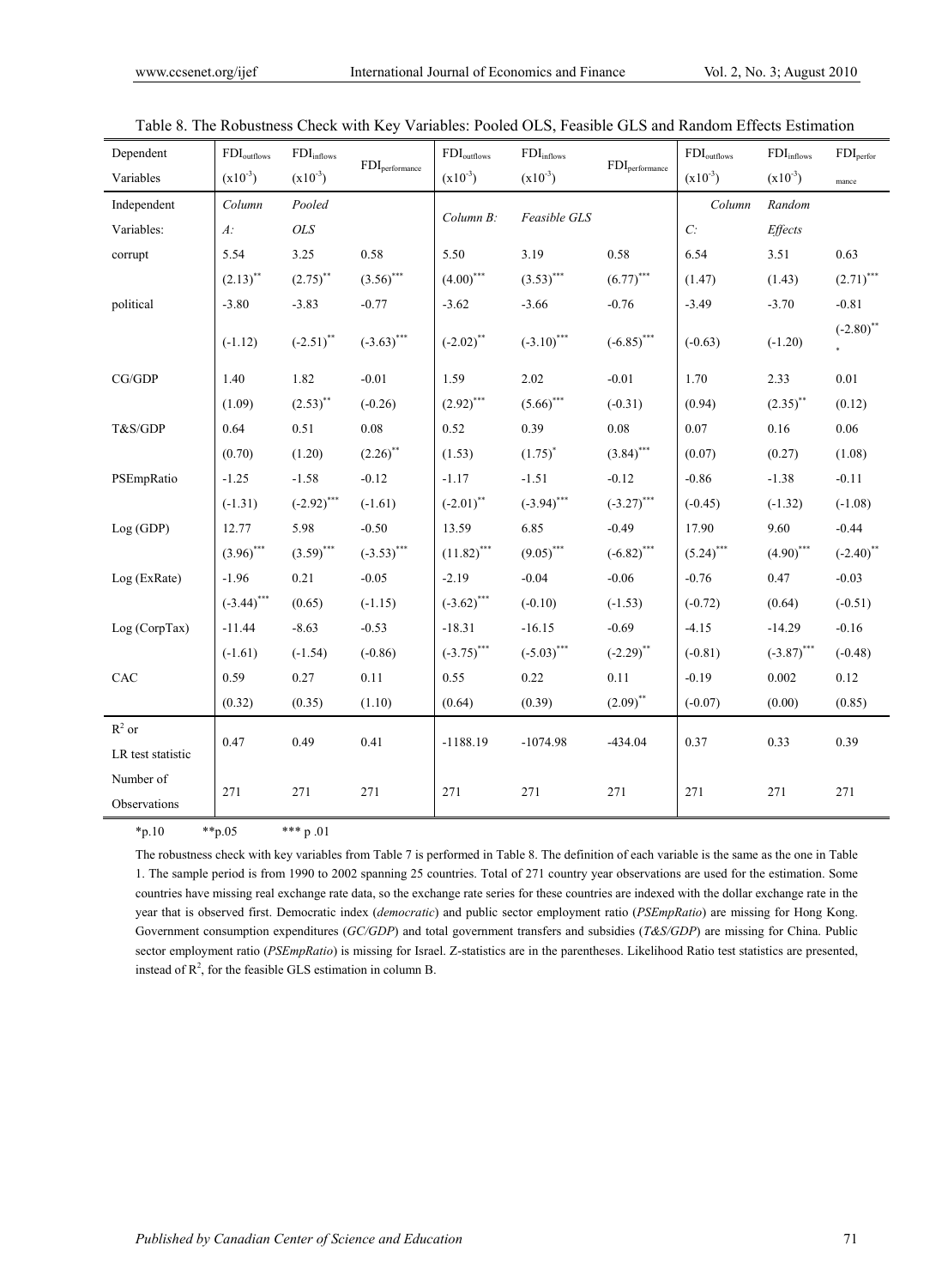Table 8. The Robustness Check with Key Variables: Pooled OLS, Feasible GLS and Random Effects Estimation

| Dependent Variables | $FDI_{outflows}$ $(x10^{-3})$ | $FDI_{inflows}$ $(x10^{-3})$ | $FDI_{performance}$ | $FDI_{outflows}$ $(x10^{-3})$ | $FDI_{inflows}$ $(x10^{-3})$ | $FDI_{performance}$ | $FDI_{outflows}$ $(x10^{-3})$ | $FDI_{inflows}$ $(x10^{-3})$ | $FDI_{performance}$ |
|---|---|---|---|---|---|---|---|---|---|
| Independent Variables: | *Column A: Pooled OLS* | | | *Column B: Feasible GLS* | | | *Column C: Random Effects* | | |
| corrupt | 5.54 | 3.25 | 0.58 | 5.50 | 3.19 | 0.58 | 6.54 | 3.51 | 0.63 |
| | $(2.13)^{**}$ | $(2.75)^{**}$ | $(3.56)^{***}$ | $(4.00)^{***}$ | $(3.53)^{***}$ | $(6.77)^{***}$ | (1.47) | (1.43) | $(2.71)^{***}$ |
| political | -3.80 | -3.83 | -0.77 | -3.62 | -3.66 | -0.76 | -3.49 | -3.70 | -0.81 |
| | (-1.12) | $(-2.51)^{**}$ | $(-3.63)^{***}$ | $(-2.02)^{**}$ | $(-3.10)^{***}$ | $(-6.85)^{***}$ | (-0.63) | (-1.20) | $(-2.80)^{***}$ |
| CG/GDP | 1.40 | 1.82 | -0.01 | 1.59 | 2.02 | -0.01 | 1.70 | 2.33 | 0.01 |
| | (1.09) | $(2.53)^{**}$ | (-0.26) | $(2.92)^{***}$ | $(5.66)^{***}$ | (-0.31) | (0.94) | $(2.35)^{**}$ | (0.12) |
| T&S/GDP | 0.64 | 0.51 | 0.08 | 0.52 | 0.39 | 0.08 | 0.07 | 0.16 | 0.06 |
| | (0.70) | (1.20) | $(2.26)^{**}$ | (1.53) | $(1.75)^{*}$ | $(3.84)^{***}$ | (0.07) | (0.27) | (1.08) |
| PSEmpRatio | -1.25 | -1.58 | -0.12 | -1.17 | -1.51 | -0.12 | -0.86 | -1.38 | -0.11 |
| | (-1.31) | $(-2.92)^{***}$ | (-1.61) | $(-2.01)^{**}$ | $(-3.94)^{***}$ | $(-3.27)^{***}$ | (-0.45) | (-1.32) | (-1.08) |
| Log (GDP) | 12.77 | 5.98 | -0.50 | 13.59 | 6.85 | -0.49 | 17.90 | 9.60 | -0.44 |
| | $(3.96)^{***}$ | $(3.59)^{***}$ | $(-3.53)^{***}$ | $(11.82)^{***}$ | $(9.05)^{***}$ | $(-6.82)^{***}$ | $(5.24)^{***}$ | $(4.90)^{***}$ | $(-2.40)^{**}$ |
| Log (ExRate) | -1.96 | 0.21 | -0.05 | -2.19 | -0.04 | -0.06 | -0.76 | 0.47 | -0.03 |
| | $(-3.44)^{***}$ | (0.65) | (-1.15) | $(-3.62)^{***}$ | (-0.10) | (-1.53) | (-0.72) | (0.64) | (-0.51) |
| Log (CorpTax) | -11.44 | -8.63 | -0.53 | -18.31 | -16.15 | -0.69 | -4.15 | -14.29 | -0.16 |
| | (-1.61) | (-1.54) | (-0.86) | $(-3.75)^{***}$ | $(-5.03)^{***}$ | $(-2.29)^{**}$ | (-0.81) | $(-3.87)^{***}$ | (-0.48) |
| CAC | 0.59 | 0.27 | 0.11 | 0.55 | 0.22 | 0.11 | -0.19 | 0.002 | 0.12 |
| | (0.32) | (0.35) | (1.10) | (0.64) | (0.39) | $(2.09)^{**}$ | (-0.07) | (0.00) | (0.85) |
| $R^2$ or LR test statistic | 0.47 | 0.49 | 0.41 | -1188.19 | -1074.98 | -434.04 | 0.37 | 0.33 | 0.39 |
| Number of Observations | 271 | 271 | 271 | 271 | 271 | 271 | 271 | 271 | 271 |

*p.10 **p.05 *** p .01

The robustness check with key variables from Table 7 is performed in Table 8. The definition of each variable is the same as the one in Table 1. The sample period is from 1990 to 2002 spanning 25 countries. Total of 271 country year observations are used for the estimation. Some countries have missing real exchange rate data, so the exchange rate series for these countries are indexed with the dollar exchange rate in the year that is observed first. Democratic index (*democratic*) and public sector employment ratio (*PSEmpRatio*) are missing for Hong Kong. Government consumption expenditures (*GC/GDP*) and total government transfers and subsidies (*T&S/GDP*) are missing for China. Public sector employment ratio (*PSEmpRatio*) is missing for Israel. Z-statistics are in the parentheses. Likelihood Ratio test statistics are presented, instead of $R^2$, for the feasible GLS estimation in column B.